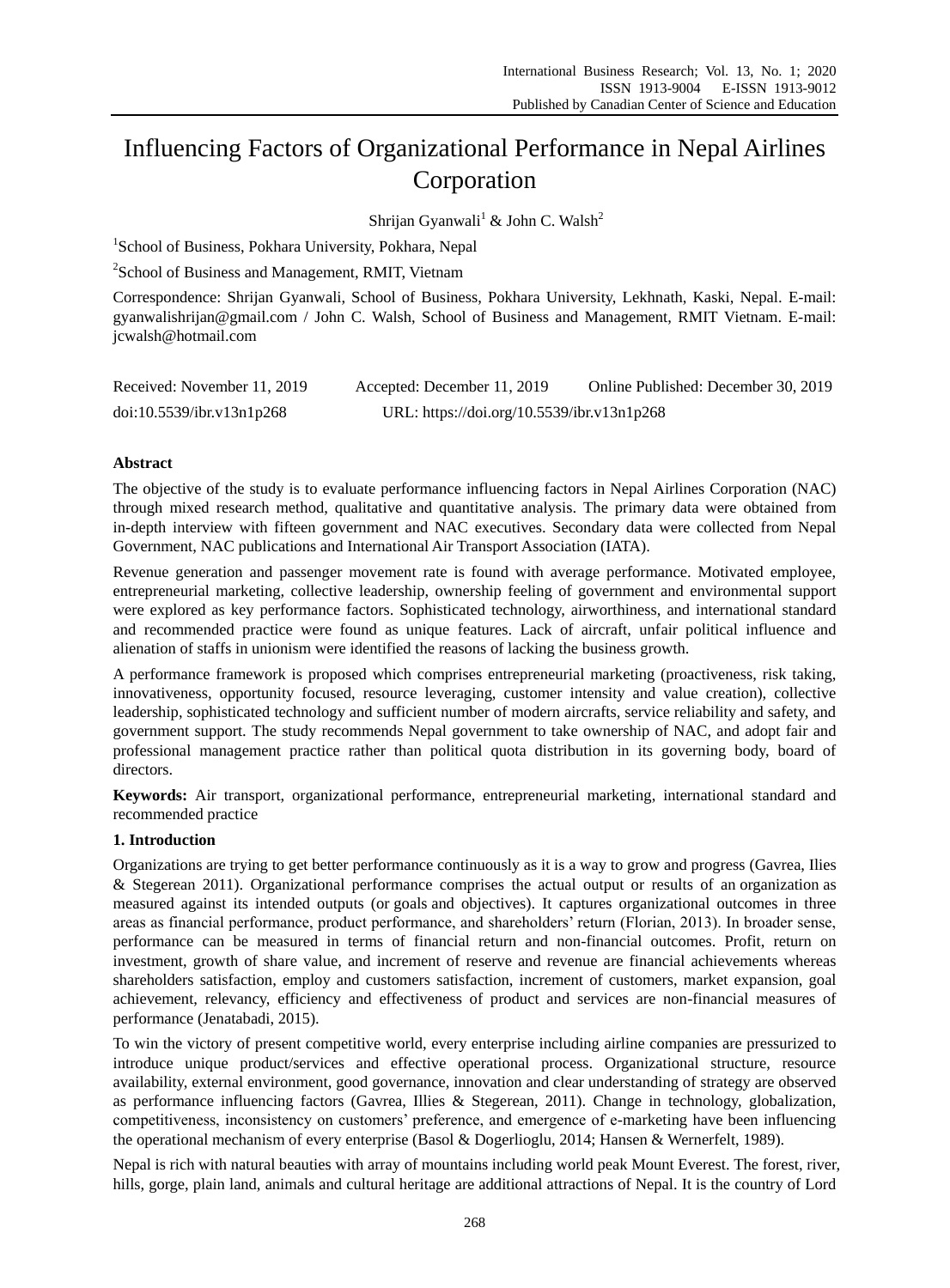# Influencing Factors of Organizational Performance in Nepal Airlines Corporation

Shrijan Gyanwali[1] & John C. Walsh[2]

[1]School of Business, Pokhara University, Pokhara, Nepal

[2]School of Business and Management, RMIT, Vietnam

Correspondence: Shrijan Gyanwali, School of Business, Pokhara University, Lekhnath, Kaski, Nepal. E-mail: gyanwalishrijan@gmail.com / John C. Walsh, School of Business and Management, RMIT Vietnam. E-mail: jcwalsh@hotmail.com

Received: November 11, 2019 Accepted: December 11, 2019 Online Published: December 30, 2019

doi:10.5539/ibr.v13n1p268 URL: https://doi.org/10.5539/ibr.v13n1p268

## Abstract

The objective of the study is to evaluate performance influencing factors in Nepal Airlines Corporation (NAC) through mixed research method, qualitative and quantitative analysis. The primary data were obtained from in-depth interview with fifteen government and NAC executives. Secondary data were collected from Nepal Government, NAC publications and International Air Transport Association (IATA).

Revenue generation and passenger movement rate is found with average performance. Motivated employee, entrepreneurial marketing, collective leadership, ownership feeling of government and environmental support were explored as key performance factors. Sophisticated technology, airworthiness, and international standard and recommended practice were found as unique features. Lack of aircraft, unfair political influence and alienation of staffs in unionism were identified the reasons of lacking the business growth.

A performance framework is proposed which comprises entrepreneurial marketing (proactiveness, risk taking, innovativeness, opportunity focused, resource leveraging, customer intensity and value creation), collective leadership, sophisticated technology and sufficient number of modern aircrafts, service reliability and safety, and government support. The study recommends Nepal government to take ownership of NAC, and adopt fair and professional management practice rather than political quota distribution in its governing body, board of directors.

**Keywords:** Air transport, organizational performance, entrepreneurial marketing, international standard and recommended practice

## 1. Introduction

Organizations are trying to get better performance continuously as it is a way to grow and progress (Gavrea, Ilies & Stegerean 2011). Organizational performance comprises the actual output or results of an organization as measured against its intended outputs (or goals and objectives). It captures organizational outcomes in three areas as financial performance, product performance, and shareholders' return (Florian, 2013). In broader sense, performance can be measured in terms of financial return and non-financial outcomes. Profit, return on investment, growth of share value, and increment of reserve and revenue are financial achievements whereas shareholders satisfaction, employ and customers satisfaction, increment of customers, market expansion, goal achievement, relevancy, efficiency and effectiveness of product and services are non-financial measures of performance (Jenatabadi, 2015).

To win the victory of present competitive world, every enterprise including airline companies are pressurized to introduce unique product/services and effective operational process. Organizational structure, resource availability, external environment, good governance, innovation and clear understanding of strategy are observed as performance influencing factors (Gavrea, Illies & Stegerean, 2011). Change in technology, globalization, competitiveness, inconsistency on customers' preference, and emergence of e-marketing have been influencing the operational mechanism of every enterprise (Basol & Dogerlioglu, 2014; Hansen & Wernerfelt, 1989).

Nepal is rich with natural beauties with array of mountains including world peak Mount Everest. The forest, river, hills, gorge, plain land, animals and cultural heritage are additional attractions of Nepal. It is the country of Lord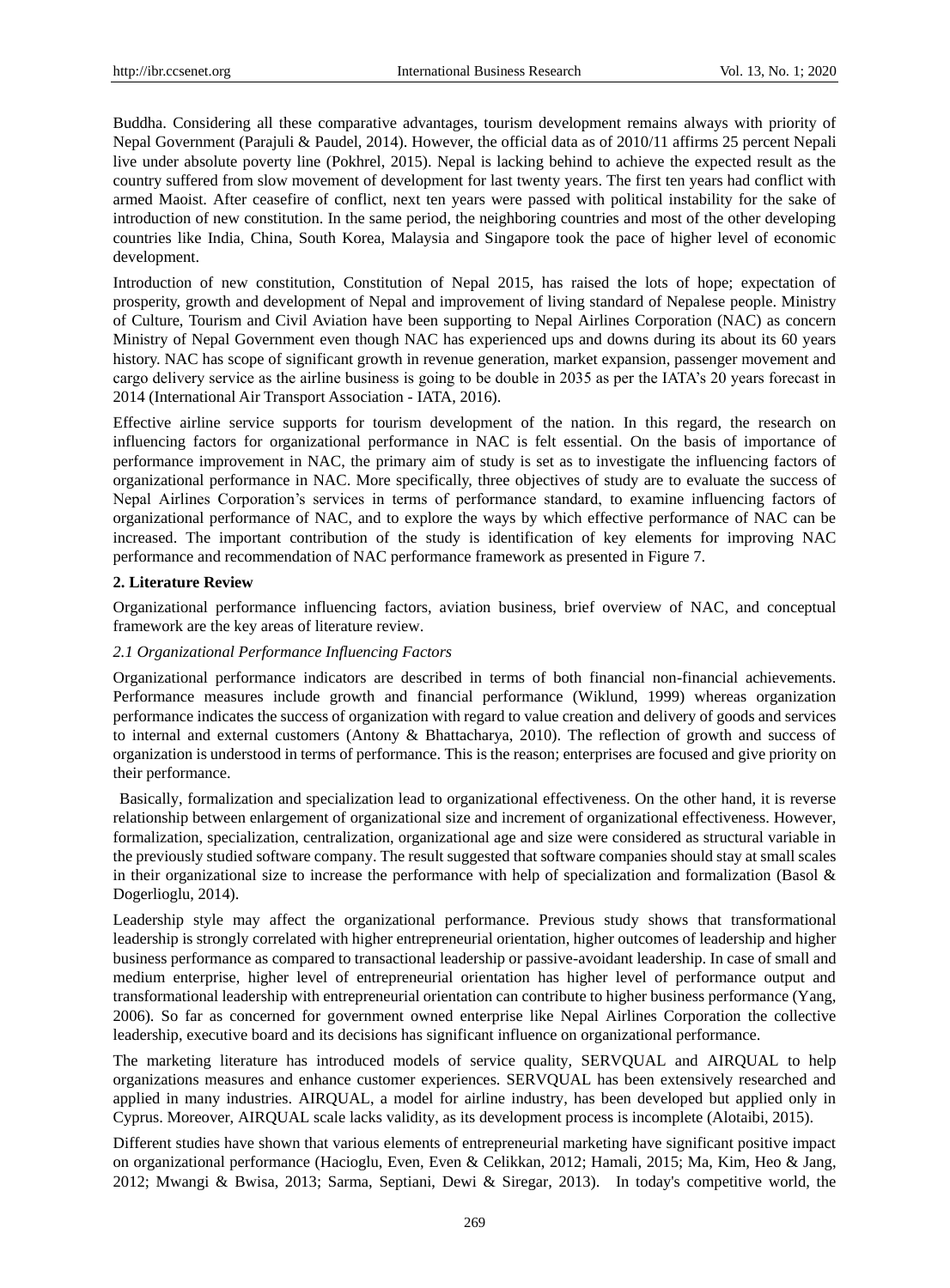Buddha. Considering all these comparative advantages, tourism development remains always with priority of Nepal Government (Parajuli & Paudel, 2014). However, the official data as of 2010/11 affirms 25 percent Nepali live under absolute poverty line (Pokhrel, 2015). Nepal is lacking behind to achieve the expected result as the country suffered from slow movement of development for last twenty years. The first ten years had conflict with armed Maoist. After ceasefire of conflict, next ten years were passed with political instability for the sake of introduction of new constitution. In the same period, the neighboring countries and most of the other developing countries like India, China, South Korea, Malaysia and Singapore took the pace of higher level of economic development.

Introduction of new constitution, Constitution of Nepal 2015, has raised the lots of hope; expectation of prosperity, growth and development of Nepal and improvement of living standard of Nepalese people. Ministry of Culture, Tourism and Civil Aviation has been supporting to Nepal Airlines Corporation (NAC) as concern Ministry of Nepal Government even though NAC has experienced ups and downs during its about its 60 years history. NAC has scope of significant growth in revenue generation, market expansion, passenger movement and cargo delivery service as the airline business is going to be double in 2035 as per the IATA's 20 years forecast in 2014 (International Air Transport Association - IATA, 2016).

Effective airline service supports for tourism development of the nation. In this regard, the research on influencing factors for organizational performance in NAC is felt essential. On the basis of importance of performance improvement in NAC, the primary aim of study is set as to investigate the influencing factors of organizational performance in NAC. More specifically, three objectives of study are to evaluate the success of Nepal Airlines Corporation's services in terms of performance standard, to examine influencing factors of organizational performance of NAC, and to explore the ways by which effective performance of NAC can be increased. The important contribution of the study is identification of key elements for improving NAC performance and recommendation of NAC performance framework as presented in Figure 7.

## 2. Literature Review

Organizational performance influencing factors, aviation business, brief overview of NAC, and conceptual framework are the key areas of literature review.

### *2.1 Organizational Performance Influencing Factors*

Organizational performance indicators are described in terms of both financial non-financial achievements. Performance measures include growth and financial performance (Wiklund, 1999) whereas organization performance indicates the success of organization with regard to value creation and delivery of goods and services to internal and external customers (Antony & Bhattacharya, 2010). The reflection of growth and success of organization is understood in terms of performance. This is the reason; enterprises are focused and give priority on their performance.

Basically, formalization and specialization lead to organizational effectiveness. On the other hand, it is reverse relationship between enlargement of organizational size and increment of organizational effectiveness. However, formalization, specialization, centralization, organizational age and size were considered as structural variable in the previously studied software company. The result suggested that software companies should stay at small scales in their organizational size to increase the performance with help of specialization and formalization (Basol & Dogerlioglu, 2014).

Leadership style may affect the organizational performance. Previous study shows that transformational leadership is strongly correlated with higher entrepreneurial orientation, higher outcomes of leadership and higher business performance as compared to transactional leadership or passive-avoidant leadership. In case of small and medium enterprise, higher level of entrepreneurial orientation has higher level of performance output and transformational leadership with entrepreneurial orientation can contribute to higher business performance (Yang, 2006). So far as concerned for government owned enterprise like Nepal Airlines Corporation the collective leadership, executive board and its decisions has significant influence on organizational performance.

The marketing literature has introduced models of service quality, SERVQUAL and AIRQUAL to help organizations measures and enhance customer experiences. SERVQUAL has been extensively researched and applied in many industries. AIRQUAL, a model for airline industry, has been developed but applied only in Cyprus. Moreover, AIRQUAL scale lacks validity, as its development process is incomplete (Alotaibi, 2015).

Different studies have shown that various elements of entrepreneurial marketing have significant positive impact on organizational performance (Hacioglu, Even, Even & Celikkan, 2012; Hamali, 2015; Ma, Kim, Heo & Jang, 2012; Mwangi & Bwisa, 2013; Sarma, Septiani, Dewi & Siregar, 2013). In today's competitive world, the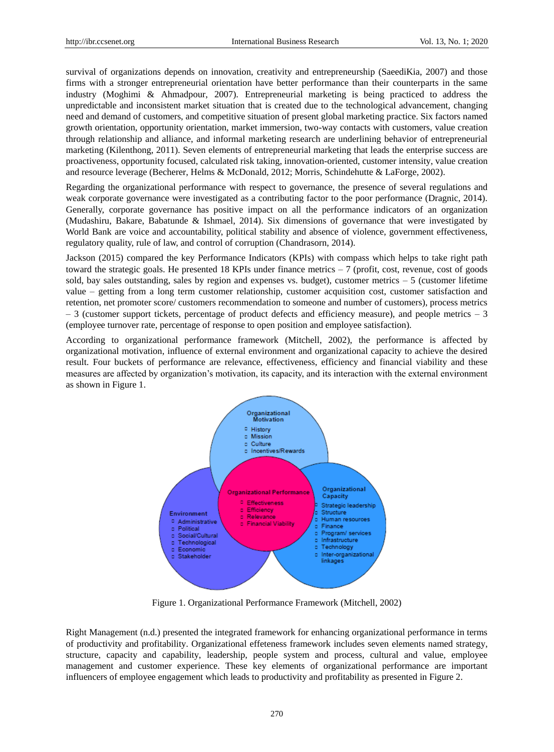survival of organizations depends on innovation, creativity and entrepreneurship (SaeediKia, 2007) and those firms with a stronger entrepreneurial orientation have better performance than their counterparts in the same industry (Moghimi & Ahmadpour, 2007). Entrepreneurial marketing is being practiced to address the unpredictable and inconsistent market situation that is created due to the technological advancement, changing need and demand of customers, and competitive situation of present global marketing practice. Six factors named growth orientation, opportunity orientation, market immersion, two-way contacts with customers, value creation through relationship and alliance, and informal marketing research are underlining behavior of entrepreneurial marketing (Kilenthong, 2011). Seven elements of entrepreneurial marketing that leads the enterprise success are proactiveness, opportunity focused, calculated risk taking, innovation-oriented, customer intensity, value creation and resource leverage (Becherer, Helms & McDonald, 2012; Morris, Schindehutte & LaForge, 2002).

Regarding the organizational performance with respect to governance, the presence of several regulations and weak corporate governance were investigated as a contributing factor to the poor performance (Dragnic, 2014). Generally, corporate governance has positive impact on all the performance indicators of an organization (Mudashiru, Bakare, Babatunde & Ishmael, 2014). Six dimensions of governance that were investigated by World Bank are voice and accountability, political stability and absence of violence, government effectiveness, regulatory quality, rule of law, and control of corruption (Chandrasorn, 2014).

Jackson (2015) compared the key Performance Indicators (KPIs) with compass which helps to take right path toward the strategic goals. He presented 18 KPIs under finance metrics – 7 (profit, cost, revenue, cost of goods sold, bay sales outstanding, sales by region and expenses vs. budget), customer metrics – 5 (customer lifetime value – getting from a long term customer relationship, customer acquisition cost, customer satisfaction and retention, net promoter score/ customers recommendation to someone and number of customers), process metrics – 3 (customer support tickets, percentage of product defects and efficiency measure), and people metrics – 3 (employee turnover rate, percentage of response to open position and employee satisfaction).

According to organizational performance framework (Mitchell, 2002), the performance is affected by organizational motivation, influence of external environment and organizational capacity to achieve the desired result. Four buckets of performance are relevance, effectiveness, efficiency and financial viability and these measures are affected by organization's motivation, its capacity, and its interaction with the external environment as shown in Figure 1.

Figure 1. Organizational Performance Framework (Mitchell, 2002)

Right Management (n.d.) presented the integrated framework for enhancing organizational performance in terms of productivity and profitability. Organizational effeteness framework includes seven elements named strategy, structure, capacity and capability, leadership, people system and process, cultural and value, employee management and customer experience. These key elements of organizational performance are important influencers of employee engagement which leads to productivity and profitability as presented in Figure 2.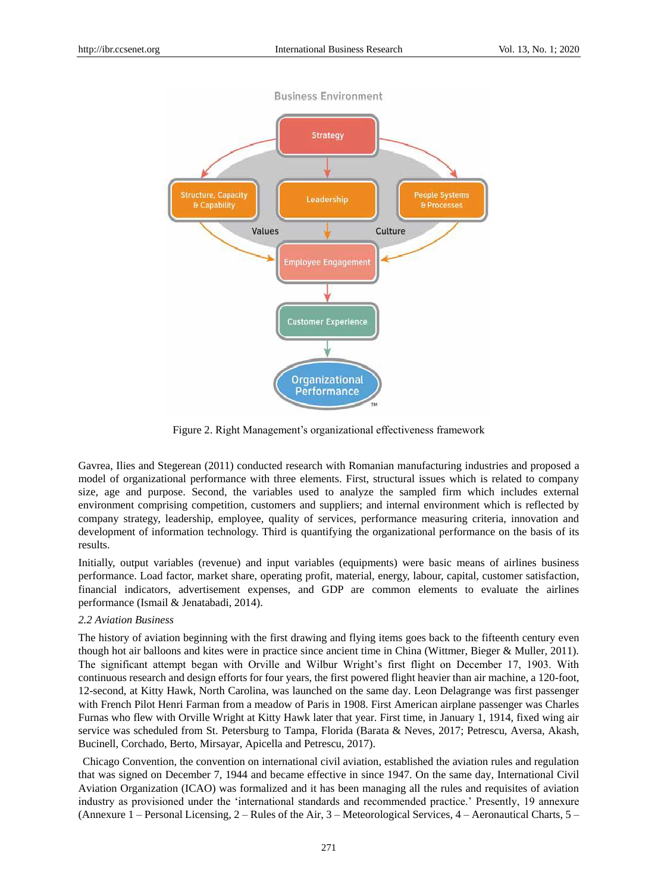Figure 2. Right Management's organizational effectiveness framework

Gavrea, Ilies and Stegerean (2011) conducted research with Romanian manufacturing industries and proposed a model of organizational performance with three elements. First, structural issues which is related to company size, age and purpose. Second, the variables used to analyze the sampled firm which includes external environment comprising competition, customers and suppliers; and internal environment which is reflected by company strategy, leadership, employee, quality of services, performance measuring criteria, innovation and development of information technology. Third is quantifying the organizational performance on the basis of its results.

Initially, output variables (revenue) and input variables (equipments) were basic means of airlines business performance. Load factor, market share, operating profit, material, energy, labour, capital, customer satisfaction, financial indicators, advertisement expenses, and GDP are common elements to evaluate the airlines performance (Ismail & Jenatabadi, 2014).

### 2.2 Aviation Business

The history of aviation beginning with the first drawing and flying items goes back to the fifteenth century even though hot air balloons and kites were in practice since ancient time in China (Wittmer, Bieger & Muller, 2011). The significant attempt began with Orville and Wilbur Wright's first flight on December 17, 1903. With continuous research and design efforts for four years, the first powered flight heavier than air machine, a 120-foot, 12-second, at Kitty Hawk, North Carolina, was launched on the same day. Leon Delagrange was first passenger with French Pilot Henri Farman from a meadow of Paris in 1908. First American airplane passenger was Charles Furnas who flew with Orville Wright at Kitty Hawk later that year. First time, in January 1, 1914, fixed wing air service was scheduled from St. Petersburg to Tampa, Florida (Barata & Neves, 2017; Petrescu, Aversa, Akash, Bucinell, Corchado, Berto, Mirsayar, Apicella and Petrescu, 2017).

Chicago Convention, the convention on international civil aviation, established the aviation rules and regulation that was signed on December 7, 1944 and became effective in since 1947. On the same day, International Civil Aviation Organization (ICAO) was formalized and it has been managing all the rules and requisites of aviation industry as provisioned under the 'international standards and recommended practice.' Presently, 19 annexure (Annexure 1 – Personal Licensing, 2 – Rules of the Air, 3 – Meteorological Services, 4 – Aeronautical Charts, 5 –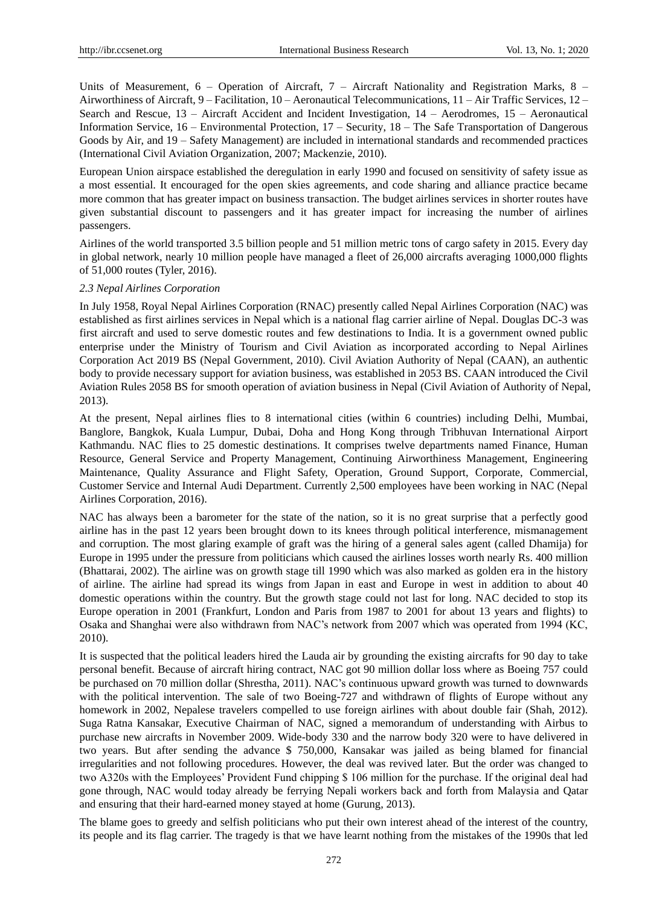Units of Measurement, 6 – Operation of Aircraft, 7 – Aircraft Nationality and Registration Marks, 8 – Airworthiness of Aircraft, 9 – Facilitation, 10 – Aeronautical Telecommunications, 11 – Air Traffic Services, 12 – Search and Rescue, 13 – Aircraft Accident and Incident Investigation, 14 – Aerodromes, 15 – Aeronautical Information Service, 16 – Environmental Protection, 17 – Security, 18 – The Safe Transportation of Dangerous Goods by Air, and 19 – Safety Management) are included in international standards and recommended practices (International Civil Aviation Organization, 2007; Mackenzie, 2010).

European Union airspace established the deregulation in early 1990 and focused on sensitivity of safety issue as a most essential. It encouraged for the open skies agreements, and code sharing and alliance practice became more common that has greater impact on business transaction. The budget airlines services in shorter routes have given substantial discount to passengers and it has greater impact for increasing the number of airlines passengers.

Airlines of the world transported 3.5 billion people and 51 million metric tons of cargo safety in 2015. Every day in global network, nearly 10 million people have managed a fleet of 26,000 aircrafts averaging 1000,000 flights of 51,000 routes (Tyler, 2016).

### *2.3 Nepal Airlines Corporation*

In July 1958, Royal Nepal Airlines Corporation (RNAC) presently called Nepal Airlines Corporation (NAC) was established as first airlines services in Nepal which is a national flag carrier airline of Nepal. Douglas DC-3 was first aircraft and used to serve domestic routes and few destinations to India. It is a government owned public enterprise under the Ministry of Tourism and Civil Aviation as incorporated according to Nepal Airlines Corporation Act 2019 BS (Nepal Government, 2010). Civil Aviation Authority of Nepal (CAAN), an authentic body to provide necessary support for aviation business, was established in 2053 BS. CAAN introduced the Civil Aviation Rules 2058 BS for smooth operation of aviation business in Nepal (Civil Aviation of Authority of Nepal, 2013).

At the present, Nepal airlines flies to 8 international cities (within 6 countries) including Delhi, Mumbai, Banglore, Bangkok, Kuala Lumpur, Dubai, Doha and Hong Kong through Tribhuvan International Airport Kathmandu. NAC flies to 25 domestic destinations. It comprises twelve departments named Finance, Human Resource, General Service and Property Management, Continuing Airworthiness Management, Engineering Maintenance, Quality Assurance and Flight Safety, Operation, Ground Support, Corporate, Commercial, Customer Service and Internal Audi Department. Currently 2,500 employees have been working in NAC (Nepal Airlines Corporation, 2016).

NAC has always been a barometer for the state of the nation, so it is no great surprise that a perfectly good airline has in the past 12 years been brought down to its knees through political interference, mismanagement and corruption. The most glaring example of graft was the hiring of a general sales agent (called Dhamija) for Europe in 1995 under the pressure from politicians which caused the airlines losses worth nearly Rs. 400 million (Bhattarai, 2002). The airline was on growth stage till 1990 which was also marked as golden era in the history of airline. The airline had spread its wings from Japan in east and Europe in west in addition to about 40 domestic operations within the country. But the growth stage could not last for long. NAC decided to stop its Europe operation in 2001 (Frankfurt, London and Paris from 1987 to 2001 for about 13 years and flights) to Osaka and Shanghai were also withdrawn from NAC's network from 2007 which was operated from 1994 (KC, 2010).

It is suspected that the political leaders hired the Lauda air by grounding the existing aircrafts for 90 day to take personal benefit. Because of aircraft hiring contract, NAC got 90 million dollar loss where as Boeing 757 could be purchased on 70 million dollar (Shrestha, 2011). NAC's continuous upward growth was turned to downwards with the political intervention. The sale of two Boeing-727 and withdrawn of flights of Europe without any homework in 2002, Nepalese travelers compelled to use foreign airlines with about double fair (Shah, 2012). Suga Ratna Kansakar, Executive Chairman of NAC, signed a memorandum of understanding with Airbus to purchase new aircrafts in November 2009. Wide-body 330 and the narrow body 320 were to have delivered in two years. But after sending the advance $ 750,000, Kansakar was jailed as being blamed for financial irregularities and not following procedures. However, the deal was revived later. But the order was changed to two A320s with the Employees' Provident Fund chipping $ 106 million for the purchase. If the original deal had gone through, NAC would today already be ferrying Nepali workers back and forth from Malaysia and Qatar and ensuring that their hard-earned money stayed at home (Gurung, 2013).

The blame goes to greedy and selfish politicians who put their own interest ahead of the interest of the country, its people and its flag carrier. The tragedy is that we have learnt nothing from the mistakes of the 1990s that led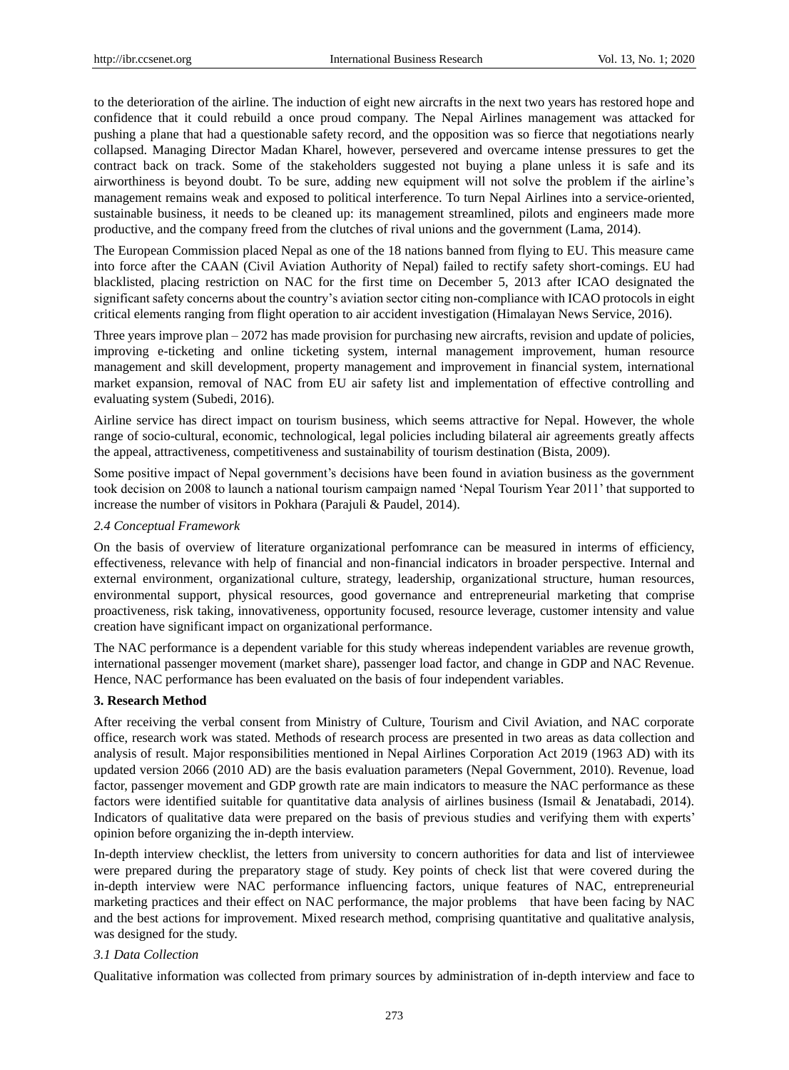to the deterioration of the airline. The induction of eight new aircrafts in the next two years has restored hope and confidence that it could rebuild a once proud company. The Nepal Airlines management was attacked for pushing a plane that had a questionable safety record, and the opposition was so fierce that negotiations nearly collapsed. Managing Director Madan Kharel, however, persevered and overcame intense pressures to get the contract back on track. Some of the stakeholders suggested not buying a plane unless it is safe and its airworthiness is beyond doubt. To be sure, adding new equipment will not solve the problem if the airline's management remains weak and exposed to political interference. To turn Nepal Airlines into a service-oriented, sustainable business, it needs to be cleaned up: its management streamlined, pilots and engineers made more productive, and the company freed from the clutches of rival unions and the government (Lama, 2014).

The European Commission placed Nepal as one of the 18 nations banned from flying to EU. This measure came into force after the CAAN (Civil Aviation Authority of Nepal) failed to rectify safety short-comings. EU had blacklisted, placing restriction on NAC for the first time on December 5, 2013 after ICAO designated the significant safety concerns about the country's aviation sector citing non-compliance with ICAO protocols in eight critical elements ranging from flight operation to air accident investigation (Himalayan News Service, 2016).

Three years improve plan – 2072 has made provision for purchasing new aircrafts, revision and update of policies, improving e-ticketing and online ticketing system, internal management improvement, human resource management and skill development, property management and improvement in financial system, international market expansion, removal of NAC from EU air safety list and implementation of effective controlling and evaluating system (Subedi, 2016).

Airline service has direct impact on tourism business, which seems attractive for Nepal. However, the whole range of socio-cultural, economic, technological, legal policies including bilateral air agreements greatly affects the appeal, attractiveness, competitiveness and sustainability of tourism destination (Bista, 2009).

Some positive impact of Nepal government's decisions have been found in aviation business as the government took decision on 2008 to launch a national tourism campaign named 'Nepal Tourism Year 2011' that supported to increase the number of visitors in Pokhara (Parajuli & Paudel, 2014).

### *2.4 Conceptual Framework*

On the basis of overview of literature organizational perfomrance can be measured in interms of efficiency, effectiveness, relevance with help of financial and non-financial indicators in broader perspective. Internal and external environment, organizational culture, strategy, leadership, organizational structure, human resources, environmental support, physical resources, good governance and entrepreneurial marketing that comprise proactiveness, risk taking, innovativeness, opportunity focused, resource leverage, customer intensity and value creation have significant impact on organizational performance.

The NAC performance is a dependent variable for this study whereas independent variables are revenue growth, international passenger movement (market share), passenger load factor, and change in GDP and NAC Revenue. Hence, NAC performance has been evaluated on the basis of four independent variables.

## **3. Research Method**

After receiving the verbal consent from Ministry of Culture, Tourism and Civil Aviation, and NAC corporate office, research work was stated. Methods of research process are presented in two areas as data collection and analysis of result. Major responsibilities mentioned in Nepal Airlines Corporation Act 2019 (1963 AD) with its updated version 2066 (2010 AD) are the basis evaluation parameters (Nepal Government, 2010). Revenue, load factor, passenger movement and GDP growth rate are main indicators to measure the NAC performance as these factors were identified suitable for quantitative data analysis of airlines business (Ismail & Jenatabadi, 2014). Indicators of qualitative data were prepared on the basis of previous studies and verifying them with experts' opinion before organizing the in-depth interview.

In-depth interview checklist, the letters from university to concern authorities for data and list of interviewee were prepared during the preparatory stage of study. Key points of check list that were covered during the in-depth interview were NAC performance influencing factors, unique features of NAC, entrepreneurial marketing practices and their effect on NAC performance, the major problems that have been facing by NAC and the best actions for improvement. Mixed research method, comprising quantitative and qualitative analysis, was designed for the study.

### *3.1 Data Collection*

Qualitative information was collected from primary sources by administration of in-depth interview and face to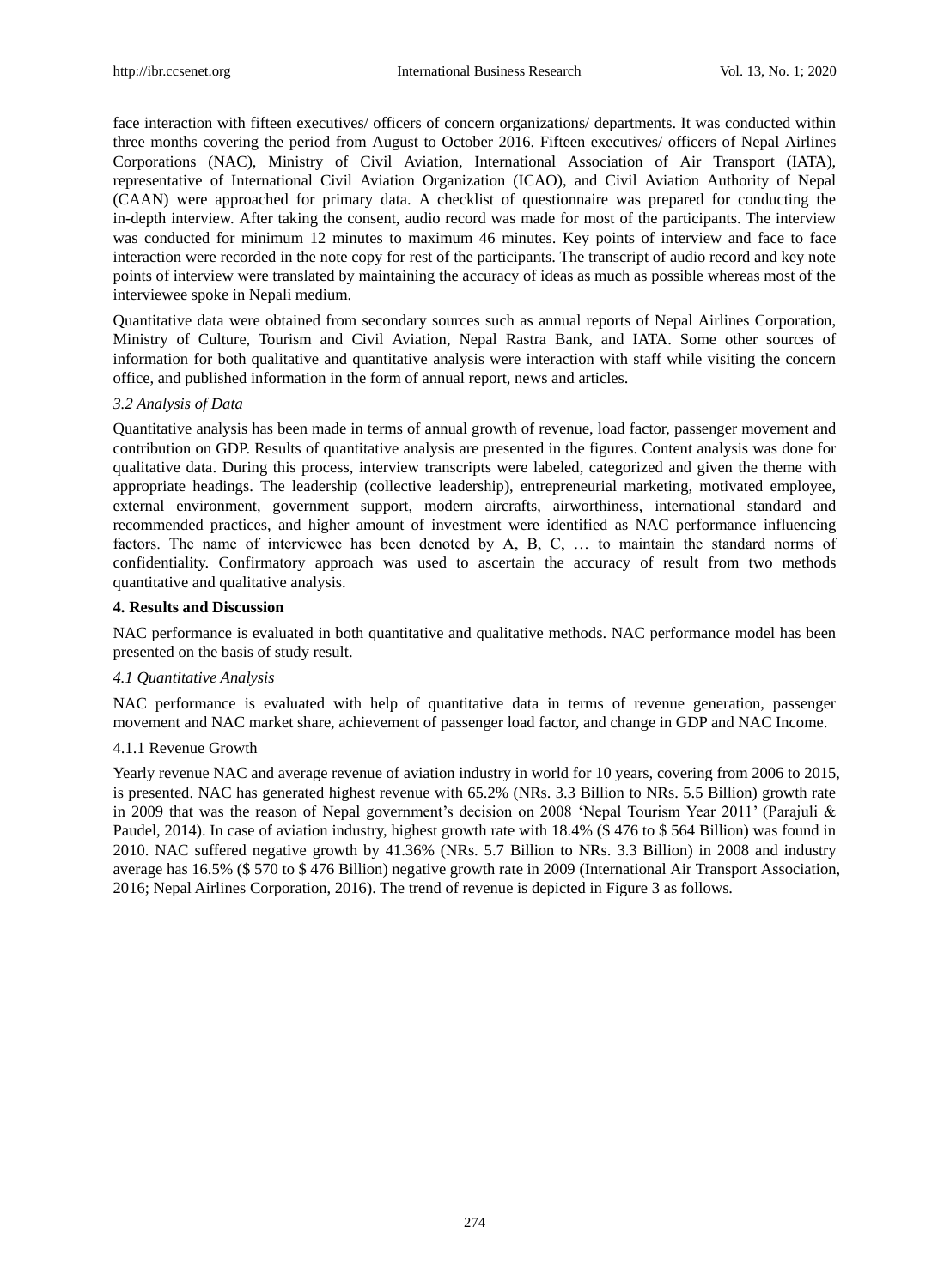face interaction with fifteen executives/ officers of concern organizations/ departments. It was conducted within three months covering the period from August to October 2016. Fifteen executives/ officers of Nepal Airlines Corporations (NAC), Ministry of Civil Aviation, International Association of Air Transport (IATA), representative of International Civil Aviation Organization (ICAO), and Civil Aviation Authority of Nepal (CAAN) were approached for primary data. A checklist of questionnaire was prepared for conducting the in-depth interview. After taking the consent, audio record was made for most of the participants. The interview was conducted for minimum 12 minutes to maximum 46 minutes. Key points of interview and face to face interaction were recorded in the note copy for rest of the participants. The transcript of audio record and key note points of interview were translated by maintaining the accuracy of ideas as much as possible whereas most of the interviewee spoke in Nepali medium.

Quantitative data were obtained from secondary sources such as annual reports of Nepal Airlines Corporation, Ministry of Culture, Tourism and Civil Aviation, Nepal Rastra Bank, and IATA. Some other sources of information for both qualitative and quantitative analysis were interaction with staff while visiting the concern office, and published information in the form of annual report, news and articles.

### *3.2 Analysis of Data*

Quantitative analysis has been made in terms of annual growth of revenue, load factor, passenger movement and contribution on GDP. Results of quantitative analysis are presented in the figures. Content analysis was done for qualitative data. During this process, interview transcripts were labeled, categorized and given the theme with appropriate headings. The leadership (collective leadership), entrepreneurial marketing, motivated employee, external environment, government support, modern aircrafts, airworthiness, international standard and recommended practices, and higher amount of investment were identified as NAC performance influencing factors. The name of interviewee has been denoted by A, B, C, … to maintain the standard norms of confidentiality. Confirmatory approach was used to ascertain the accuracy of result from two methods quantitative and qualitative analysis.

## 4. Results and Discussion

NAC performance is evaluated in both quantitative and qualitative methods. NAC performance model has been presented on the basis of study result.

### *4.1 Quantitative Analysis*

NAC performance is evaluated with help of quantitative data in terms of revenue generation, passenger movement and NAC market share, achievement of passenger load factor, and change in GDP and NAC Income.

#### 4.1.1 Revenue Growth

Yearly revenue NAC and average revenue of aviation industry in world for 10 years, covering from 2006 to 2015, is presented. NAC has generated highest revenue with 65.2% (NRs. 3.3 Billion to NRs. 5.5 Billion) growth rate in 2009 that was the reason of Nepal government's decision on 2008 'Nepal Tourism Year 2011' (Parajuli & Paudel, 2014). In case of aviation industry, highest growth rate with 18.4% ($ 476 to $ 564 Billion) was found in 2010. NAC suffered negative growth by 41.36% (NRs. 5.7 Billion to NRs. 3.3 Billion) in 2008 and industry average has 16.5% ($ 570 to $ 476 Billion) negative growth rate in 2009 (International Air Transport Association, 2016; Nepal Airlines Corporation, 2016). The trend of revenue is depicted in Figure 3 as follows.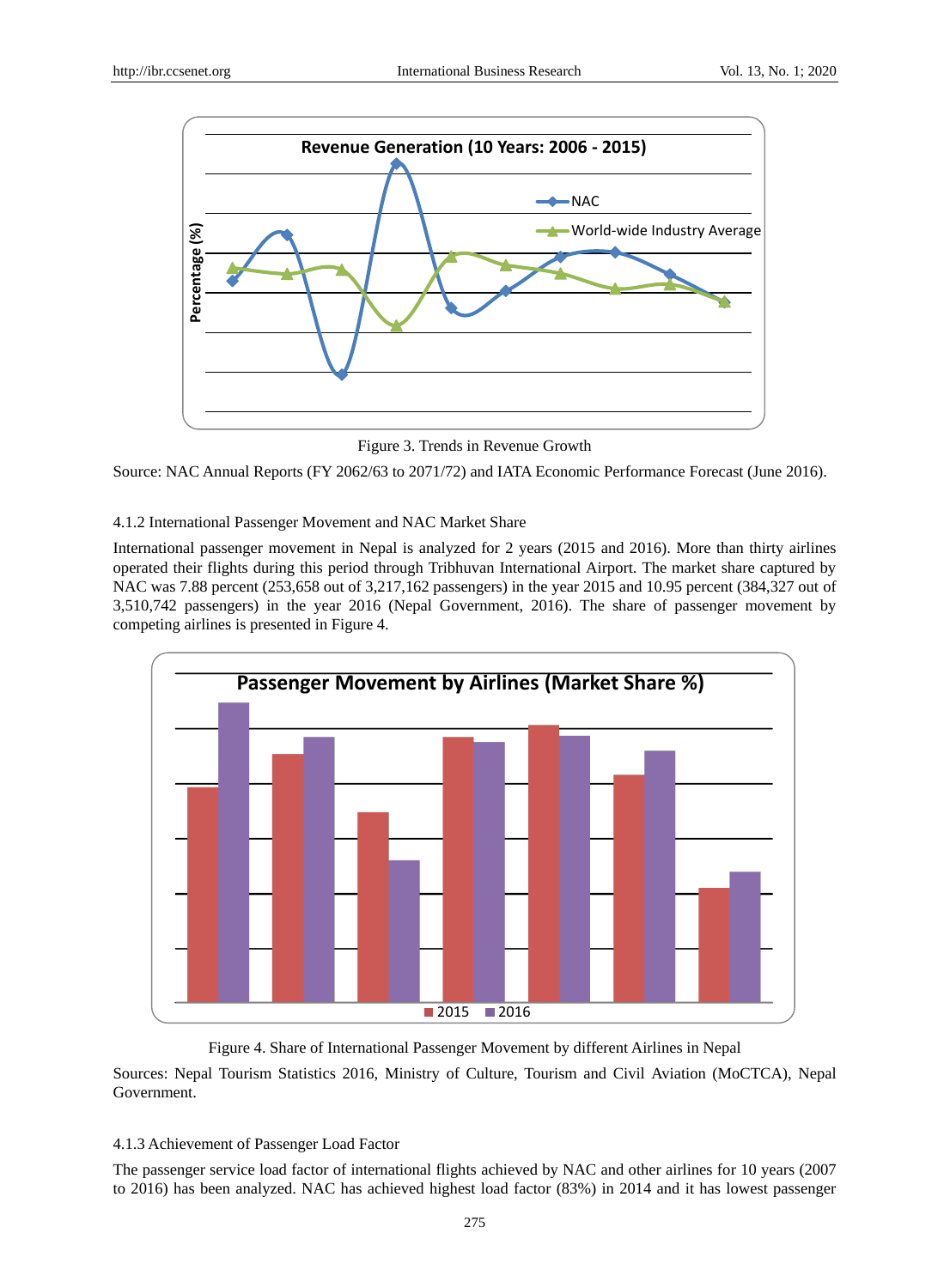Figure 3. Trends in Revenue Growth

Source: NAC Annual Reports (FY 2062/63 to 2071/72) and IATA Economic Performance Forecast (June 2016).

#### 4.1.2 International Passenger Movement and NAC Market Share

International passenger movement in Nepal is analyzed for 2 years (2015 and 2016). More than thirty airlines operated their flights during this period through Tribhuvan International Airport. The market share captured by NAC was 7.88 percent (253,658 out of 3,217,162 passengers) in the year 2015 and 10.95 percent (384,327 out of 3,510,742 passengers) in the year 2016 (Nepal Government, 2016). The share of passenger movement by competing airlines is presented in Figure 4.

Figure 4. Share of International Passenger Movement by different Airlines in Nepal

Sources: Nepal Tourism Statistics 2016, Ministry of Culture, Tourism and Civil Aviation (MoCTCA), Nepal Government.

#### 4.1.3 Achievement of Passenger Load Factor

The passenger service load factor of international flights achieved by NAC and other airlines for 10 years (2007 to 2016) has been analyzed. NAC has achieved highest load factor (83%) in 2014 and it has lowest passenger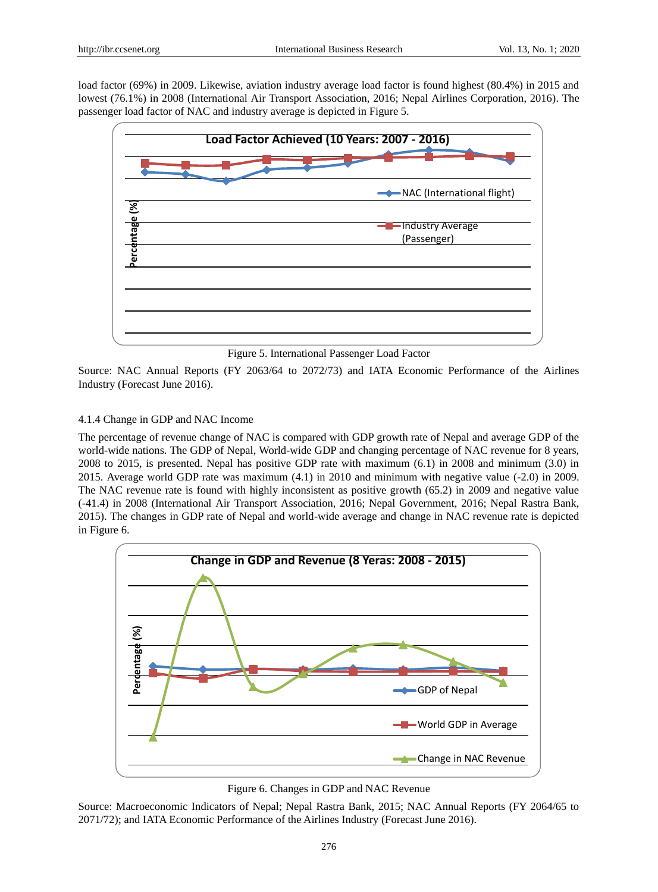load factor (69%) in 2009. Likewise, aviation industry average load factor is found highest (80.4%) in 2015 and lowest (76.1%) in 2008 (International Air Transport Association, 2016; Nepal Airlines Corporation, 2016). The passenger load factor of NAC and industry average is depicted in Figure 5.

Figure 5. International Passenger Load Factor

Source: NAC Annual Reports (FY 2063/64 to 2072/73) and IATA Economic Performance of the Airlines Industry (Forecast June 2016).

4.1.4 Change in GDP and NAC Income

The percentage of revenue change of NAC is compared with GDP growth rate of Nepal and average GDP of the world-wide nations. The GDP of Nepal, World-wide GDP and changing percentage of NAC revenue for 8 years, 2008 to 2015, is presented. Nepal has positive GDP rate with maximum (6.1) in 2008 and minimum (3.0) in 2015. Average world GDP rate was maximum (4.1) in 2010 and minimum with negative value (-2.0) in 2009. The NAC revenue rate is found with highly inconsistent as positive growth (65.2) in 2009 and negative value (-41.4) in 2008 (International Air Transport Association, 2016; Nepal Government, 2016; Nepal Rastra Bank, 2015). The changes in GDP rate of Nepal and world-wide average and change in NAC revenue rate is depicted in Figure 6.

Figure 6. Changes in GDP and NAC Revenue

Source: Macroeconomic Indicators of Nepal; Nepal Rastra Bank, 2015; NAC Annual Reports (FY 2064/65 to 2071/72); and IATA Economic Performance of the Airlines Industry (Forecast June 2016).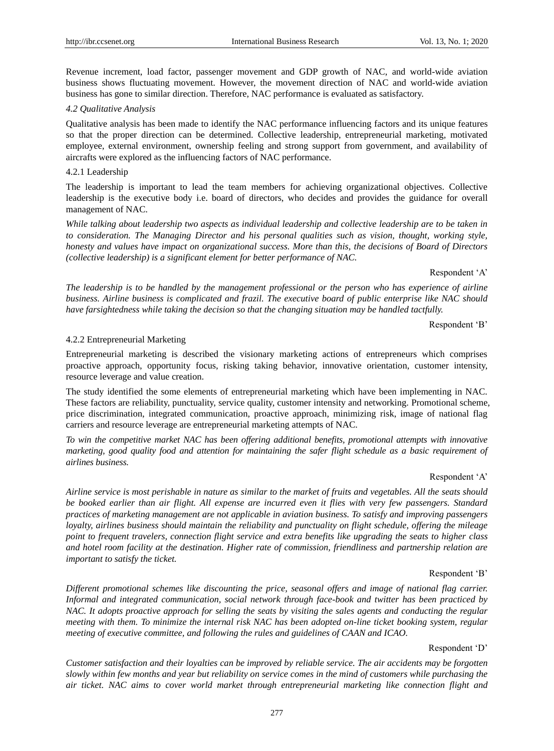Revenue increment, load factor, passenger movement and GDP growth of NAC, and world-wide aviation business shows fluctuating movement. However, the movement direction of NAC and world-wide aviation business has gone to similar direction. Therefore, NAC performance is evaluated as satisfactory.

### *4.2 Qualitative Analysis*

Qualitative analysis has been made to identify the NAC performance influencing factors and its unique features so that the proper direction can be determined. Collective leadership, entrepreneurial marketing, motivated employee, external environment, ownership feeling and strong support from government, and availability of aircrafts were explored as the influencing factors of NAC performance.

#### 4.2.1 Leadership

The leadership is important to lead the team members for achieving organizational objectives. Collective leadership is the executive body i.e. board of directors, who decides and provides the guidance for overall management of NAC.

*While talking about leadership two aspects as individual leadership and collective leadership are to be taken in to consideration. The Managing Director and his personal qualities such as vision, thought, working style, honesty and values have impact on organizational success. More than this, the decisions of Board of Directors (collective leadership) is a significant element for better performance of NAC.*

Respondent 'A'

*The leadership is to be handled by the management professional or the person who has experience of airline business. Airline business is complicated and frazil. The executive board of public enterprise like NAC should have farsightedness while taking the decision so that the changing situation may be handled tactfully.*

Respondent 'B'

#### 4.2.2 Entrepreneurial Marketing

Entrepreneurial marketing is described the visionary marketing actions of entrepreneurs which comprises proactive approach, opportunity focus, risking taking behavior, innovative orientation, customer intensity, resource leverage and value creation.

The study identified the some elements of entrepreneurial marketing which have been implementing in NAC. These factors are reliability, punctuality, service quality, customer intensity and networking. Promotional scheme, price discrimination, integrated communication, proactive approach, minimizing risk, image of national flag carriers and resource leverage are entrepreneurial marketing attempts of NAC.

*To win the competitive market NAC has been offering additional benefits, promotional attempts with innovative marketing, good quality food and attention for maintaining the safer flight schedule as a basic requirement of airlines business.*

Respondent 'A'

*Airline service is most perishable in nature as similar to the market of fruits and vegetables. All the seats should be booked earlier than air flight. All expense are incurred even it flies with very few passengers. Standard practices of marketing management are not applicable in aviation business. To satisfy and improving passengers loyalty, airlines business should maintain the reliability and punctuality on flight schedule, offering the mileage point to frequent travelers, connection flight service and extra benefits like upgrading the seats to higher class and hotel room facility at the destination. Higher rate of commission, friendliness and partnership relation are important to satisfy the ticket.*

Respondent 'B'

*Different promotional schemes like discounting the price, seasonal offers and image of national flag carrier. Informal and integrated communication, social network through face-book and twitter has been practiced by NAC. It adopts proactive approach for selling the seats by visiting the sales agents and conducting the regular meeting with them. To minimize the internal risk NAC has been adopted on-line ticket booking system, regular meeting of executive committee, and following the rules and guidelines of CAAN and ICAO.*

Respondent 'D'

*Customer satisfaction and their loyalties can be improved by reliable service. The air accidents may be forgotten slowly within few months and year but reliability on service comes in the mind of customers while purchasing the air ticket. NAC aims to cover world market through entrepreneurial marketing like connection flight and*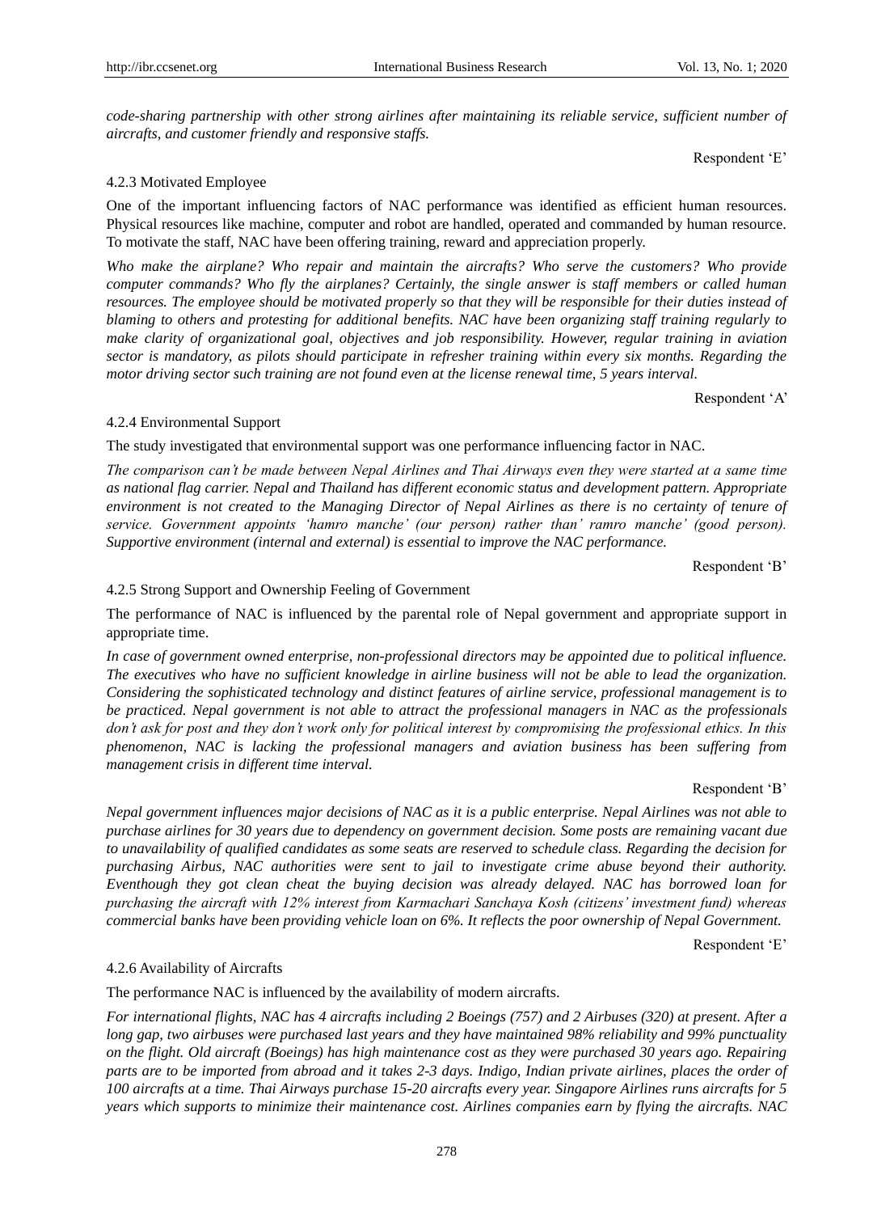*code-sharing partnership with other strong airlines after maintaining its reliable service, sufficient number of aircrafts, and customer friendly and responsive staffs.*

Respondent 'E'

#### 4.2.3 Motivated Employee

One of the important influencing factors of NAC performance was identified as efficient human resources. Physical resources like machine, computer and robot are handled, operated and commanded by human resource. To motivate the staff, NAC have been offering training, reward and appreciation properly.

*Who make the airplane? Who repair and maintain the aircrafts? Who serve the customers? Who provide computer commands? Who fly the airplanes? Certainly, the single answer is staff members or called human resources. The employee should be motivated properly so that they will be responsible for their duties instead of blaming to others and protesting for additional benefits. NAC have been organizing staff training regularly to make clarity of organizational goal, objectives and job responsibility. However, regular training in aviation sector is mandatory, as pilots should participate in refresher training within every six months. Regarding the motor driving sector such training are not found even at the license renewal time, 5 years interval.*

Respondent 'A'

#### 4.2.4 Environmental Support

The study investigated that environmental support was one performance influencing factor in NAC.

*The comparison can't be made between Nepal Airlines and Thai Airways even they were started at a same time as national flag carrier. Nepal and Thailand has different economic status and development pattern. Appropriate environment is not created to the Managing Director of Nepal Airlines as there is no certainty of tenure of service. Government appoints 'hamro manche' (our person) rather than' ramro manche' (good person). Supportive environment (internal and external) is essential to improve the NAC performance.*

Respondent 'B'

#### 4.2.5 Strong Support and Ownership Feeling of Government

The performance of NAC is influenced by the parental role of Nepal government and appropriate support in appropriate time.

*In case of government owned enterprise, non-professional directors may be appointed due to political influence. The executives who have no sufficient knowledge in airline business will not be able to lead the organization. Considering the sophisticated technology and distinct features of airline service, professional management is to be practiced. Nepal government is not able to attract the professional managers in NAC as the professionals don't ask for post and they don't work only for political interest by compromising the professional ethics. In this phenomenon, NAC is lacking the professional managers and aviation business has been suffering from management crisis in different time interval.*

Respondent 'B'

*Nepal government influences major decisions of NAC as it is a public enterprise. Nepal Airlines was not able to purchase airlines for 30 years due to dependency on government decision. Some posts are remaining vacant due to unavailability of qualified candidates as some seats are reserved to schedule class. Regarding the decision for purchasing Airbus, NAC authorities were sent to jail to investigate crime abuse beyond their authority. Eventhough they got clean cheat the buying decision was already delayed. NAC has borrowed loan for purchasing the aircraft with 12% interest from Karmachari Sanchaya Kosh (citizens' investment fund) whereas commercial banks have been providing vehicle loan on 6%. It reflects the poor ownership of Nepal Government.*

Respondent 'E'

#### 4.2.6 Availability of Aircrafts

The performance NAC is influenced by the availability of modern aircrafts.

*For international flights, NAC has 4 aircrafts including 2 Boeings (757) and 2 Airbuses (320) at present. After a long gap, two airbuses were purchased last years and they have maintained 98% reliability and 99% punctuality on the flight. Old aircraft (Boeings) has high maintenance cost as they were purchased 30 years ago. Repairing parts are to be imported from abroad and it takes 2-3 days. Indigo, Indian private airlines, places the order of 100 aircrafts at a time. Thai Airways purchase 15-20 aircrafts every year. Singapore Airlines runs aircrafts for 5 years which supports to minimize their maintenance cost. Airlines companies earn by flying the aircrafts. NAC*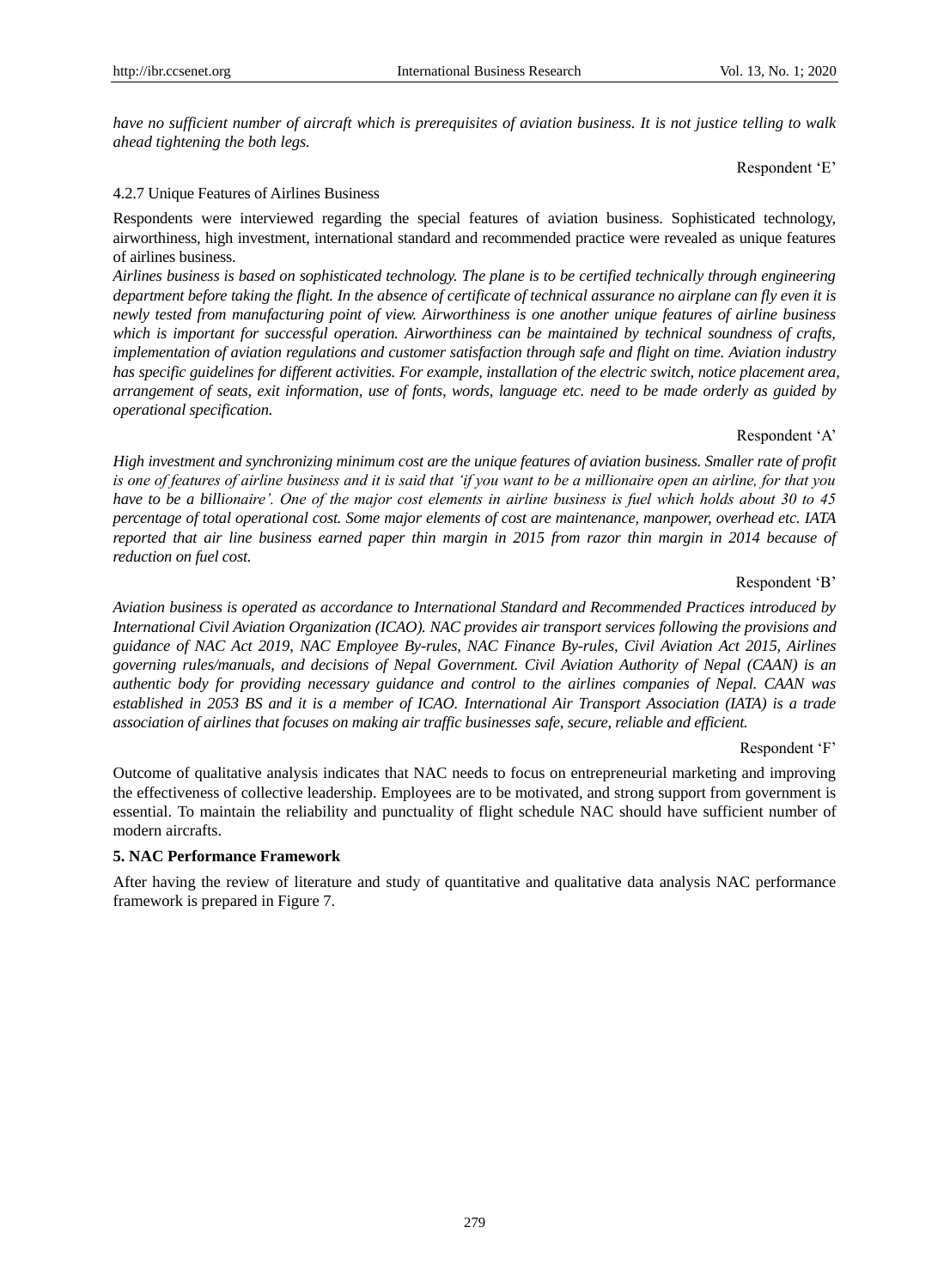*have no sufficient number of aircraft which is prerequisites of aviation business. It is not justice telling to walk ahead tightening the both legs.*

Respondent 'E'

#### 4.2.7 Unique Features of Airlines Business

Respondents were interviewed regarding the special features of aviation business. Sophisticated technology, airworthiness, high investment, international standard and recommended practice were revealed as unique features of airlines business.

*Airlines business is based on sophisticated technology. The plane is to be certified technically through engineering department before taking the flight. In the absence of certificate of technical assurance no airplane can fly even it is newly tested from manufacturing point of view. Airworthiness is one another unique features of airline business which is important for successful operation. Airworthiness can be maintained by technical soundness of crafts, implementation of aviation regulations and customer satisfaction through safe and flight on time. Aviation industry has specific guidelines for different activities. For example, installation of the electric switch, notice placement area, arrangement of seats, exit information, use of fonts, words, language etc. need to be made orderly as guided by operational specification.*

Respondent 'A'

*High investment and synchronizing minimum cost are the unique features of aviation business. Smaller rate of profit is one of features of airline business and it is said that 'if you want to be a millionaire open an airline, for that you have to be a billionaire'. One of the major cost elements in airline business is fuel which holds about 30 to 45 percentage of total operational cost. Some major elements of cost are maintenance, manpower, overhead etc. IATA reported that air line business earned paper thin margin in 2015 from razor thin margin in 2014 because of reduction on fuel cost.*

Respondent 'B'

*Aviation business is operated as accordance to International Standard and Recommended Practices introduced by International Civil Aviation Organization (ICAO). NAC provides air transport services following the provisions and guidance of NAC Act 2019, NAC Employee By-rules, NAC Finance By-rules, Civil Aviation Act 2015, Airlines governing rules/manuals, and decisions of Nepal Government. Civil Aviation Authority of Nepal (CAAN) is an authentic body for providing necessary guidance and control to the airlines companies of Nepal. CAAN was established in 2053 BS and it is a member of ICAO. International Air Transport Association (IATA) is a trade association of airlines that focuses on making air traffic businesses safe, secure, reliable and efficient.*

Respondent 'F'

Outcome of qualitative analysis indicates that NAC needs to focus on entrepreneurial marketing and improving the effectiveness of collective leadership. Employees are to be motivated, and strong support from government is essential. To maintain the reliability and punctuality of flight schedule NAC should have sufficient number of modern aircrafts.

## 5. NAC Performance Framework

After having the review of literature and study of quantitative and qualitative data analysis NAC performance framework is prepared in Figure 7.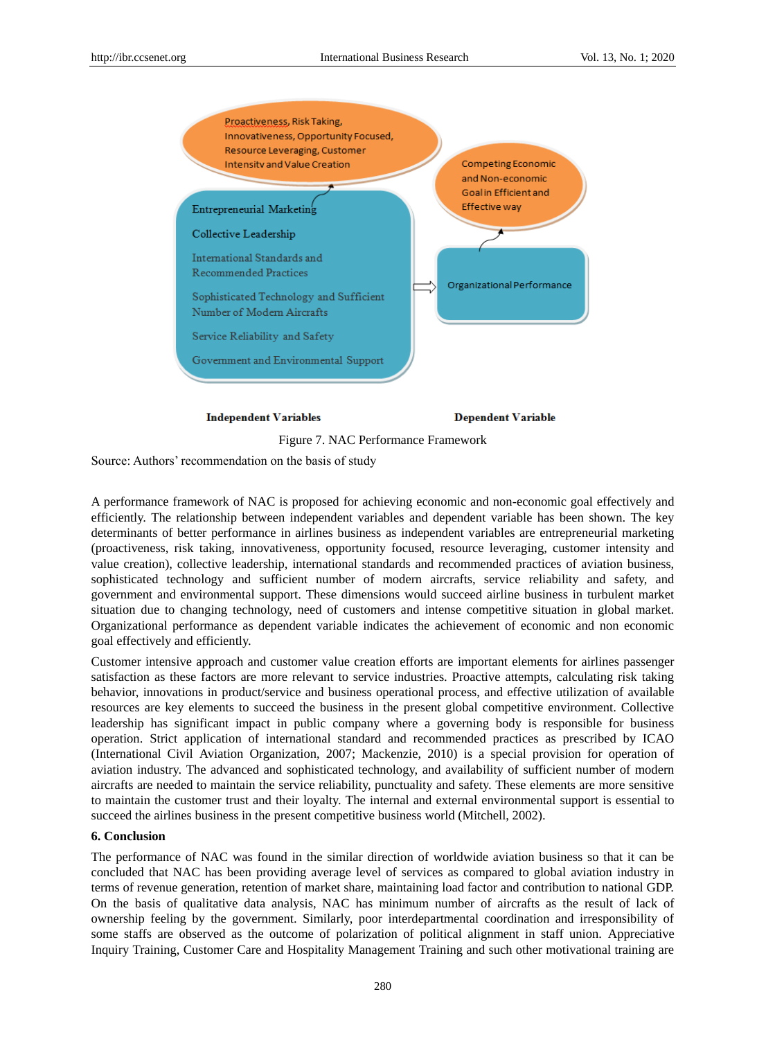Proactiveness, Risk Taking, Innovativeness, Opportunity Focused, Resource Leveraging, Customer Intensity and Value Creation

Competing Economic and Non-economic Goal in Efficient and Effective way

Entrepreneurial Marketing

Collective Leadership

International Standards and Recommended Practices

Sophisticated Technology and Sufficient Number of Modern Aircrafts

Service Reliability and Safety

Government and Environmental Support

Organizational Performance

**Independent Variables** **Dependent Variable**

Figure 7. NAC Performance Framework

Source: Authors' recommendation on the basis of study

A performance framework of NAC is proposed for achieving economic and non-economic goal effectively and efficiently. The relationship between independent variables and dependent variable has been shown. The key determinants of better performance in airlines business as independent variables are entrepreneurial marketing (proactiveness, risk taking, innovativeness, opportunity focused, resource leveraging, customer intensity and value creation), collective leadership, international standards and recommended practices of aviation business, sophisticated technology and sufficient number of modern aircrafts, service reliability and safety, and government and environmental support. These dimensions would succeed airline business in turbulent market situation due to changing technology, need of customers and intense competitive situation in global market. Organizational performance as dependent variable indicates the achievement of economic and non economic goal effectively and efficiently.

Customer intensive approach and customer value creation efforts are important elements for airlines passenger satisfaction as these factors are more relevant to service industries. Proactive attempts, calculating risk taking behavior, innovations in product/service and business operational process, and effective utilization of available resources are key elements to succeed the business in the present global competitive environment. Collective leadership has significant impact in public company where a governing body is responsible for business operation. Strict application of international standard and recommended practices as prescribed by ICAO (International Civil Aviation Organization, 2007; Mackenzie, 2010) is a special provision for operation of aviation industry. The advanced and sophisticated technology, and availability of sufficient number of modern aircrafts are needed to maintain the service reliability, punctuality and safety. These elements are more sensitive to maintain the customer trust and their loyalty. The internal and external environmental support is essential to succeed the airlines business in the present competitive business world (Mitchell, 2002).

## 6. Conclusion

The performance of NAC was found in the similar direction of worldwide aviation business so that it can be concluded that NAC has been providing average level of services as compared to global aviation industry in terms of revenue generation, retention of market share, maintaining load factor and contribution to national GDP. On the basis of qualitative data analysis, NAC has minimum number of aircrafts as the result of lack of ownership feeling by the government. Similarly, poor interdepartmental coordination and irresponsibility of some staffs are observed as the outcome of polarization of political alignment in staff union. Appreciative Inquiry Training, Customer Care and Hospitality Management Training and such other motivational training are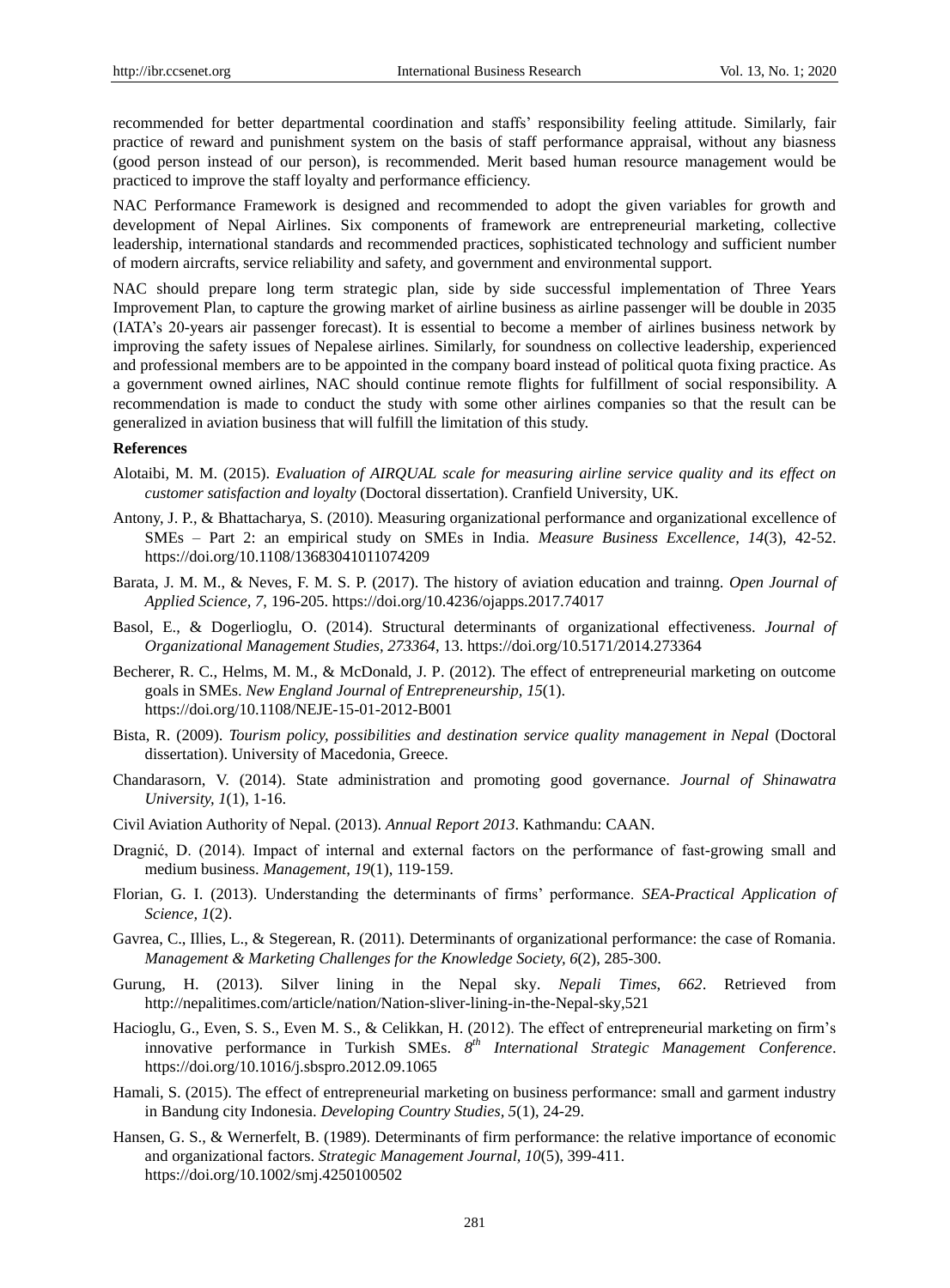recommended for better departmental coordination and staffs' responsibility feeling attitude. Similarly, fair practice of reward and punishment system on the basis of staff performance appraisal, without any biasness (good person instead of our person), is recommended. Merit based human resource management would be practiced to improve the staff loyalty and performance efficiency.

NAC Performance Framework is designed and recommended to adopt the given variables for growth and development of Nepal Airlines. Six components of framework are entrepreneurial marketing, collective leadership, international standards and recommended practices, sophisticated technology and sufficient number of modern aircrafts, service reliability and safety, and government and environmental support.

NAC should prepare long term strategic plan, side by side successful implementation of Three Years Improvement Plan, to capture the growing market of airline business as airline passenger will be double in 2035 (IATA's 20-years air passenger forecast). It is essential to become a member of airlines business network by improving the safety issues of Nepalese airlines. Similarly, for soundness on collective leadership, experienced and professional members are to be appointed in the company board instead of political quota fixing practice. As a government owned airlines, NAC should continue remote flights for fulfillment of social responsibility. A recommendation is made to conduct the study with some other airlines companies so that the result can be generalized in aviation business that will fulfill the limitation of this study.

**References**

Alotaibi, M. M. (2015). *Evaluation of AIRQUAL scale for measuring airline service quality and its effect on customer satisfaction and loyalty* (Doctoral dissertation). Cranfield University, UK.

Antony, J. P., & Bhattacharya, S. (2010). Measuring organizational performance and organizational excellence of SMEs – Part 2: an empirical study on SMEs in India. *Measure Business Excellence, 14*(3), 42-52. https://doi.org/10.1108/13683041011074209

Barata, J. M. M., & Neves, F. M. S. P. (2017). The history of aviation education and trainng. *Open Journal of Applied Science, 7*, 196-205. https://doi.org/10.4236/ojapps.2017.74017

Basol, E., & Dogerlioglu, O. (2014). Structural determinants of organizational effectiveness. *Journal of Organizational Management Studies, 273364*, 13. https://doi.org/10.5171/2014.273364

Becherer, R. C., Helms, M. M., & McDonald, J. P. (2012). The effect of entrepreneurial marketing on outcome goals in SMEs. *New England Journal of Entrepreneurship, 15*(1). https://doi.org/10.1108/NEJE-15-01-2012-B001

Bista, R. (2009). *Tourism policy, possibilities and destination service quality management in Nepal* (Doctoral dissertation). University of Macedonia, Greece.

Chandarasorn, V. (2014). State administration and promoting good governance. *Journal of Shinawatra University, 1*(1), 1-16.

Civil Aviation Authority of Nepal. (2013). *Annual Report 2013*. Kathmandu: CAAN.

Dragnić, D. (2014). Impact of internal and external factors on the performance of fast-growing small and medium business. *Management, 19*(1), 119-159.

Florian, G. I. (2013). Understanding the determinants of firms' performance. *SEA-Practical Application of Science, 1*(2).

Gavrea, C., Illies, L., & Stegerean, R. (2011). Determinants of organizational performance: the case of Romania. *Management & Marketing Challenges for the Knowledge Society, 6*(2), 285-300.

Gurung, H. (2013). Silver lining in the Nepal sky. *Nepali Times, 662*. Retrieved from http://nepalitimes.com/article/nation/Nation-sliver-lining-in-the-Nepal-sky,521

Hacioglu, G., Even, S. S., Even M. S., & Celikkan, H. (2012). The effect of entrepreneurial marketing on firm's innovative performance in Turkish SMEs. *8th International Strategic Management Conference*. https://doi.org/10.1016/j.sbspro.2012.09.1065

Hamali, S. (2015). The effect of entrepreneurial marketing on business performance: small and garment industry in Bandung city Indonesia. *Developing Country Studies, 5*(1), 24-29.

Hansen, G. S., & Wernerfelt, B. (1989). Determinants of firm performance: the relative importance of economic and organizational factors. *Strategic Management Journal, 10*(5), 399-411. https://doi.org/10.1002/smj.4250100502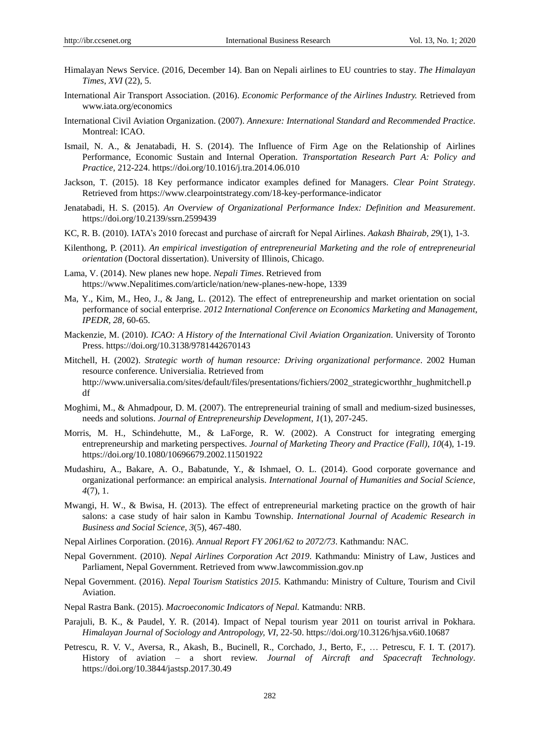Himalayan News Service. (2016, December 14). Ban on Nepali airlines to EU countries to stay. *The Himalayan Times*, *XVI* (22), 5.

International Air Transport Association. (2016). *Economic Performance of the Airlines Industry.* Retrieved from www.iata.org/economics

International Civil Aviation Organization. (2007). *Annexure: International Standard and Recommended Practice*. Montreal: ICAO.

Ismail, N. A., & Jenatabadi, H. S. (2014). The Influence of Firm Age on the Relationship of Airlines Performance, Economic Sustain and Internal Operation. *Transportation Research Part A: Policy and Practice*, 212-224. https://doi.org/10.1016/j.tra.2014.06.010

Jackson, T. (2015). 18 Key performance indicator examples defined for Managers. *Clear Point Strategy*. Retrieved from https://www.clearpointstrategy.com/18-key-performance-indicator

Jenatabadi, H. S. (2015). *An Overview of Organizational Performance Index: Definition and Measurement*. https://doi.org/10.2139/ssrn.2599439

KC, R. B. (2010). IATA's 2010 forecast and purchase of aircraft for Nepal Airlines. *Aakash Bhairab, 29*(1), 1-3.

Kilenthong, P. (2011). *An empirical investigation of entrepreneurial Marketing and the role of entrepreneurial orientation* (Doctoral dissertation). University of Illinois, Chicago.

Lama, V. (2014). New planes new hope. *Nepali Times*. Retrieved from https://www.Nepalitimes.com/article/nation/new-planes-new-hope, 1339

Ma, Y., Kim, M., Heo, J., & Jang, L. (2012). The effect of entrepreneurship and market orientation on social performance of social enterprise. *2012 International Conference on Economics Marketing and Management, IPEDR, 28*, 60-65.

Mackenzie, M. (2010). *ICAO: A History of the International Civil Aviation Organization*. University of Toronto Press. https://doi.org/10.3138/9781442670143

Mitchell, H. (2002). *Strategic worth of human resource: Driving organizational performance*. 2002 Human resource conference. Universialia. Retrieved from http://www.universalia.com/sites/default/files/presentations/fichiers/2002_strategicworthhr_hughmitchell.pdf

Moghimi, M., & Ahmadpour, D. M. (2007). The entrepreneurial training of small and medium-sized businesses, needs and solutions. *Journal of Entrepreneurship Development*, *1*(1), 207-245.

Morris, M. H., Schindehutte, M., & LaForge, R. W. (2002). A Construct for integrating emerging entrepreneurship and marketing perspectives. *Journal of Marketing Theory and Practice (Fall), 10*(4), 1-19. https://doi.org/10.1080/10696679.2002.11501922

Mudashiru, A., Bakare, A. O., Babatunde, Y., & Ishmael, O. L. (2014). Good corporate governance and organizational performance: an empirical analysis. *International Journal of Humanities and Social Science, 4*(7), 1.

Mwangi, H. W., & Bwisa, H. (2013). The effect of entrepreneurial marketing practice on the growth of hair salons: a case study of hair salon in Kambu Township. *International Journal of Academic Research in Business and Social Science, 3*(5), 467-480.

Nepal Airlines Corporation. (2016). *Annual Report FY 2061/62 to 2072/73*. Kathmandu: NAC.

Nepal Government. (2010). *Nepal Airlines Corporation Act 2019*. Kathmandu: Ministry of Law, Justices and Parliament, Nepal Government. Retrieved from www.lawcommission.gov.np

Nepal Government. (2016). *Nepal Tourism Statistics 2015.* Kathmandu: Ministry of Culture, Tourism and Civil Aviation.

Nepal Rastra Bank. (2015). *Macroeconomic Indicators of Nepal.* Katmandu: NRB.

Parajuli, B. K., & Paudel, Y. R. (2014). Impact of Nepal tourism year 2011 on tourist arrival in Pokhara. *Himalayan Journal of Sociology and Antropology, VI*, 22-50. https://doi.org/10.3126/hjsa.v6i0.10687

Petrescu, R. V. V., Aversa, R., Akash, B., Bucinell, R., Corchado, J., Berto, F., … Petrescu, F. I. T. (2017). History of aviation – a short review. *Journal of Aircraft and Spacecraft Technology*. https://doi.org/10.3844/jastsp.2017.30.49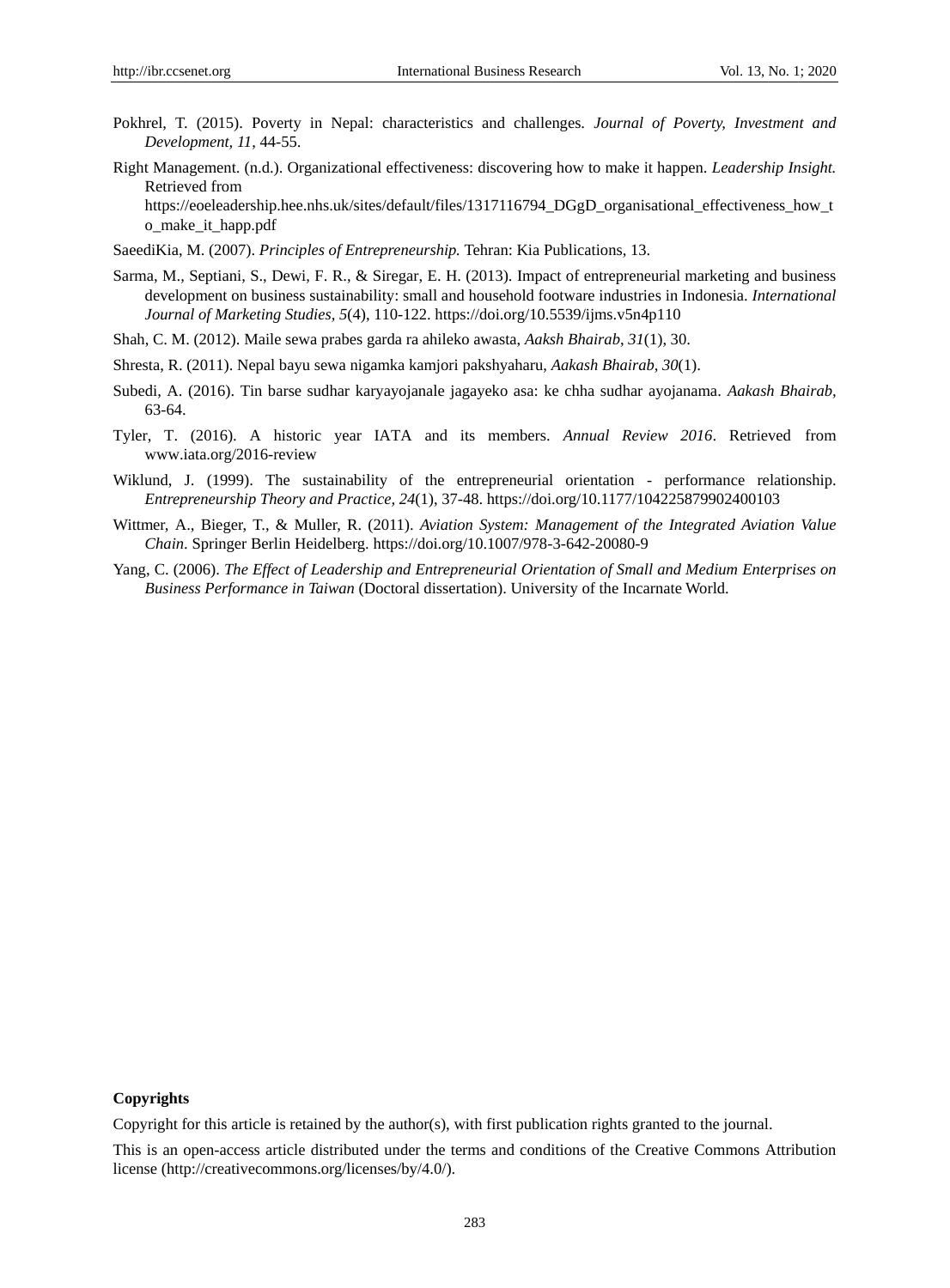Pokhrel, T. (2015). Poverty in Nepal: characteristics and challenges. *Journal of Poverty, Investment and Development, 11*, 44-55.

Right Management. (n.d.). Organizational effectiveness: discovering how to make it happen. *Leadership Insight.* Retrieved from https://eoeleadership.hee.nhs.uk/sites/default/files/1317116794_DGgD_organisational_effectiveness_how_to_make_it_happ.pdf

SaeediKia, M. (2007). *Principles of Entrepreneurship.* Tehran: Kia Publications, 13.

Sarma, M., Septiani, S., Dewi, F. R., & Siregar, E. H. (2013). Impact of entrepreneurial marketing and business development on business sustainability: small and household footware industries in Indonesia. *International Journal of Marketing Studies, 5*(4), 110-122. https://doi.org/10.5539/ijms.v5n4p110

Shah, C. M. (2012). Maile sewa prabes garda ra ahileko awasta, *Aaksh Bhairab*, *31*(1), 30.

Shresta, R. (2011). Nepal bayu sewa nigamka kamjori pakshyaharu, *Aakash Bhairab, 30*(1).

Subedi, A. (2016). Tin barse sudhar karyayojanale jagayeko asa: ke chha sudhar ayojanama. *Aakash Bhairab*, 63-64.

Tyler, T. (2016). A historic year IATA and its members. *Annual Review 2016*. Retrieved from www.iata.org/2016-review

Wiklund, J. (1999). The sustainability of the entrepreneurial orientation - performance relationship. *Entrepreneurship Theory and Practice, 24*(1), 37-48. https://doi.org/10.1177/104225879902400103

Wittmer, A., Bieger, T., & Muller, R. (2011). *Aviation System: Management of the Integrated Aviation Value Chain*. Springer Berlin Heidelberg. https://doi.org/10.1007/978-3-642-20080-9

Yang, C. (2006). *The Effect of Leadership and Entrepreneurial Orientation of Small and Medium Enterprises on Business Performance in Taiwan* (Doctoral dissertation). University of the Incarnate World.

**Copyrights**

Copyright for this article is retained by the author(s), with first publication rights granted to the journal.

This is an open-access article distributed under the terms and conditions of the Creative Commons Attribution license (http://creativecommons.org/licenses/by/4.0/).